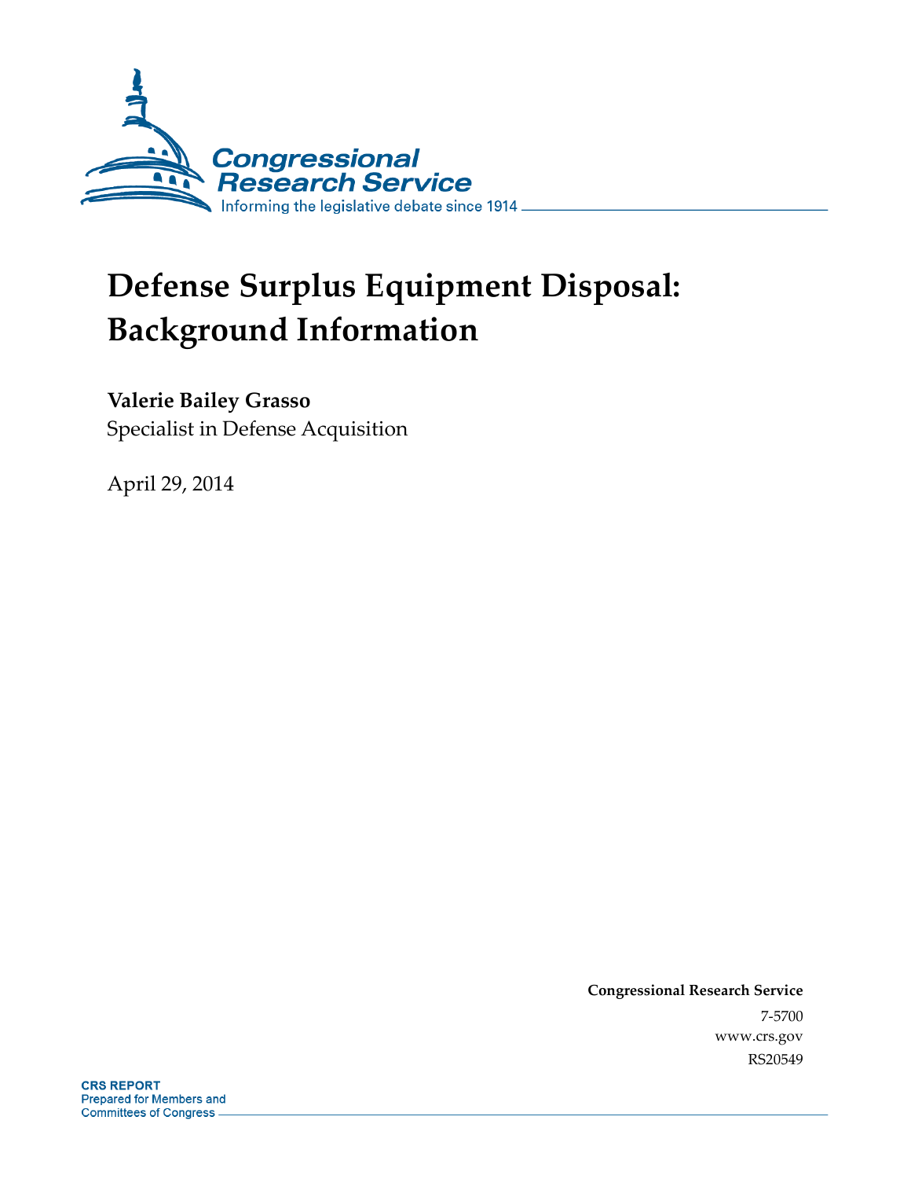Congressional Research Service

Informing the legislative debate since 1914

# Defense Surplus Equipment Disposal: Background Information

**Valerie Bailey Grasso**

Specialist in Defense Acquisition

April 29, 2014

**Congressional Research Service**

7-5700

www.crs.gov

RS20549

**CRS REPORT**

Prepared for Members and Committees of Congress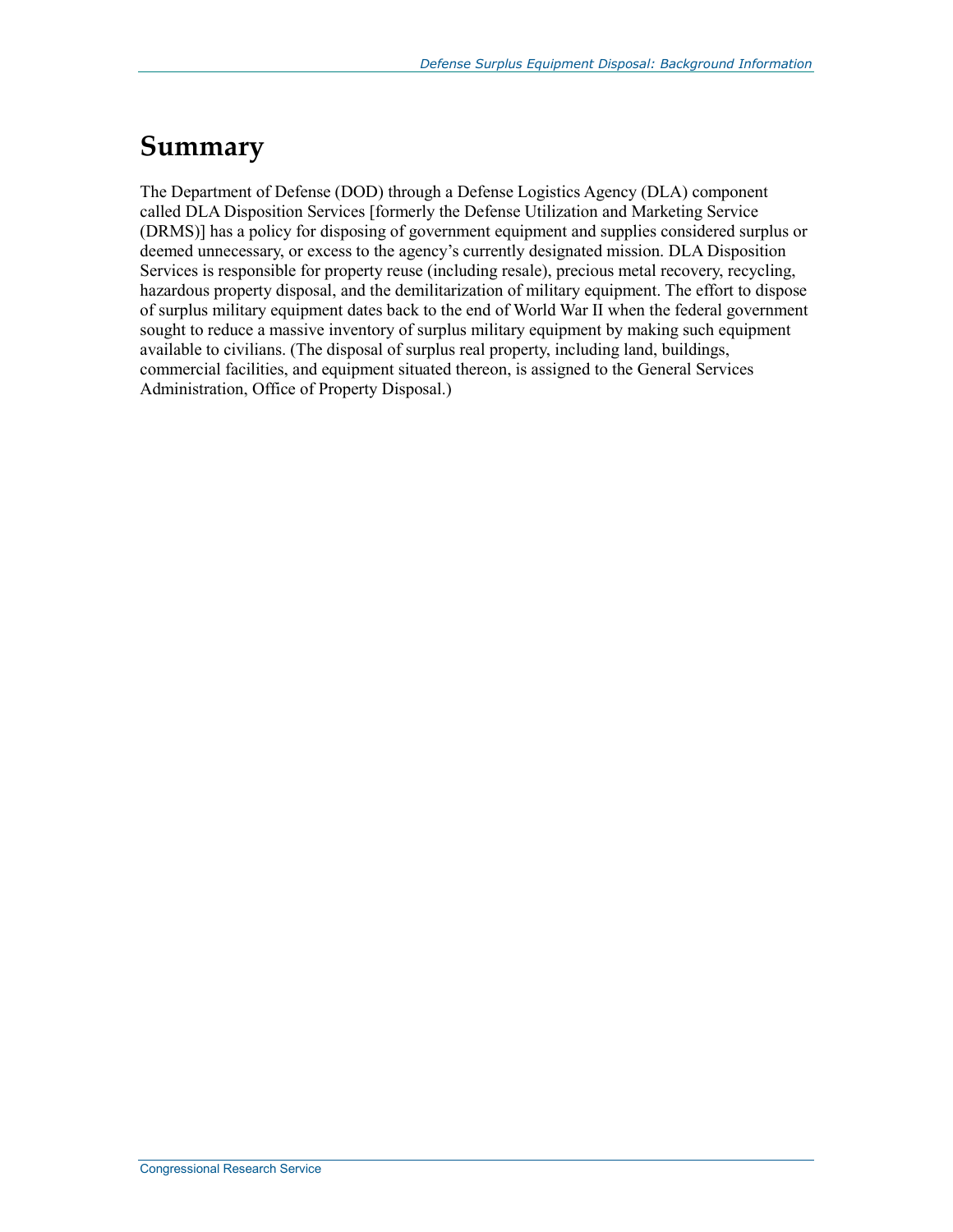# Summary

The Department of Defense (DOD) through a Defense Logistics Agency (DLA) component called DLA Disposition Services [formerly the Defense Utilization and Marketing Service (DRMS)] has a policy for disposing of government equipment and supplies considered surplus or deemed unnecessary, or excess to the agency's currently designated mission. DLA Disposition Services is responsible for property reuse (including resale), precious metal recovery, recycling, hazardous property disposal, and the demilitarization of military equipment. The effort to dispose of surplus military equipment dates back to the end of World War II when the federal government sought to reduce a massive inventory of surplus military equipment by making such equipment available to civilians. (The disposal of surplus real property, including land, buildings, commercial facilities, and equipment situated thereon, is assigned to the General Services Administration, Office of Property Disposal.)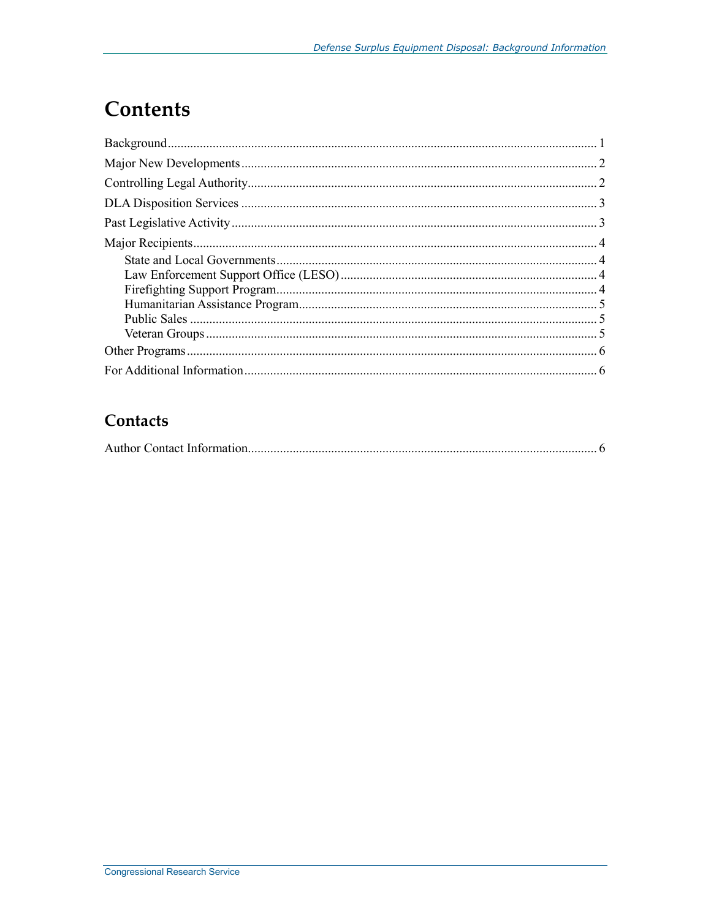# Contents

Background ..................................................................................................................... 1
Major New Developments ............................................................................................. 2
Controlling Legal Authority ............................................................................................ 2
DLA Disposition Services .............................................................................................. 3
Past Legislative Activity ................................................................................................. 3
Major Recipients ............................................................................................................ 4
    State and Local Governments .................................................................................. 4
    Law Enforcement Support Office (LESO) ............................................................... 4
    Firefighting Support Program ................................................................................... 4
    Humanitarian Assistance Program ............................................................................ 5
    Public Sales ............................................................................................................... 5
    Veteran Groups ......................................................................................................... 5
Other Programs .............................................................................................................. 6
For Additional Information ............................................................................................ 6

## Contacts

Author Contact Information ............................................................................................ 6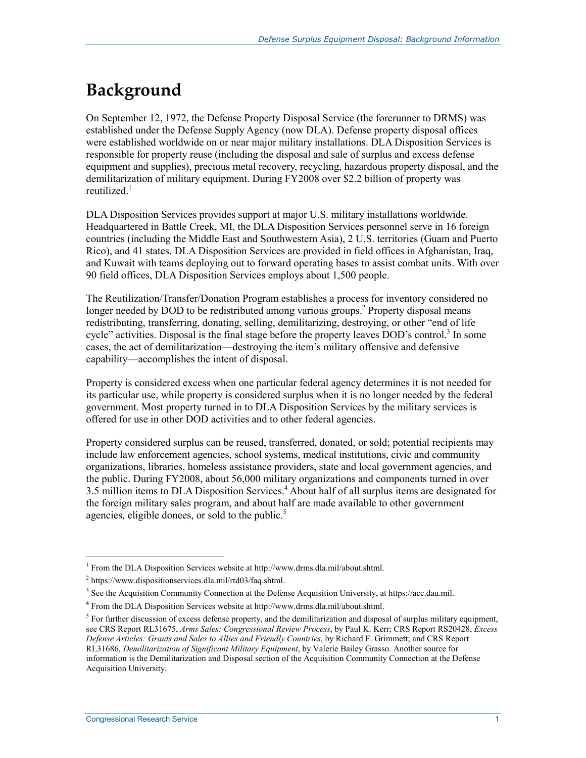# Background

On September 12, 1972, the Defense Property Disposal Service (the forerunner to DRMS) was established under the Defense Supply Agency (now DLA). Defense property disposal offices were established worldwide on or near major military installations. DLA Disposition Services is responsible for property reuse (including the disposal and sale of surplus and excess defense equipment and supplies), precious metal recovery, recycling, hazardous property disposal, and the demilitarization of military equipment. During FY2008 over $2.2 billion of property was reutilized.[1]

DLA Disposition Services provides support at major U.S. military installations worldwide. Headquartered in Battle Creek, MI, the DLA Disposition Services personnel serve in 16 foreign countries (including the Middle East and Southwestern Asia), 2 U.S. territories (Guam and Puerto Rico), and 41 states. DLA Disposition Services are provided in field offices in Afghanistan, Iraq, and Kuwait with teams deploying out to forward operating bases to assist combat units. With over 90 field offices, DLA Disposition Services employs about 1,500 people.

The Reutilization/Transfer/Donation Program establishes a process for inventory considered no longer needed by DOD to be redistributed among various groups.[2] Property disposal means redistributing, transferring, donating, selling, demilitarizing, destroying, or other "end of life cycle" activities. Disposal is the final stage before the property leaves DOD's control.[3] In some cases, the act of demilitarization—destroying the item's military offensive and defensive capability—accomplishes the intent of disposal.

Property is considered excess when one particular federal agency determines it is not needed for its particular use, while property is considered surplus when it is no longer needed by the federal government. Most property turned in to DLA Disposition Services by the military services is offered for use in other DOD activities and to other federal agencies.

Property considered surplus can be reused, transferred, donated, or sold; potential recipients may include law enforcement agencies, school systems, medical institutions, civic and community organizations, libraries, homeless assistance providers, state and local government agencies, and the public. During FY2008, about 56,000 military organizations and components turned in over 3.5 million items to DLA Disposition Services.[4] About half of all surplus items are designated for the foreign military sales program, and about half are made available to other government agencies, eligible donees, or sold to the public.[5]

---

[1] From the DLA Disposition Services website at http://www.drms.dla.mil/about.shtml.

[2] https://www.dispositionservices.dla.mil/rtd03/faq.shtml.

[3] See the Acquisition Community Connection at the Defense Acquisition University, at https://acc.dau.mil.

[4] From the DLA Disposition Services website at http://www.drms.dla.mil/about.shtml.

[5] For further discussion of excess defense property, and the demilitarization and disposal of surplus military equipment, see CRS Report RL31675, *Arms Sales: Congressional Review Process*, by Paul K. Kerr; CRS Report RS20428, *Excess Defense Articles: Grants and Sales to Allies and Friendly Countries*, by Richard F. Grimmett; and CRS Report RL31686, *Demilitarization of Significant Military Equipment*, by Valerie Bailey Grasso. Another source for information is the Demilitarization and Disposal section of the Acquisition Community Connection at the Defense Acquisition University.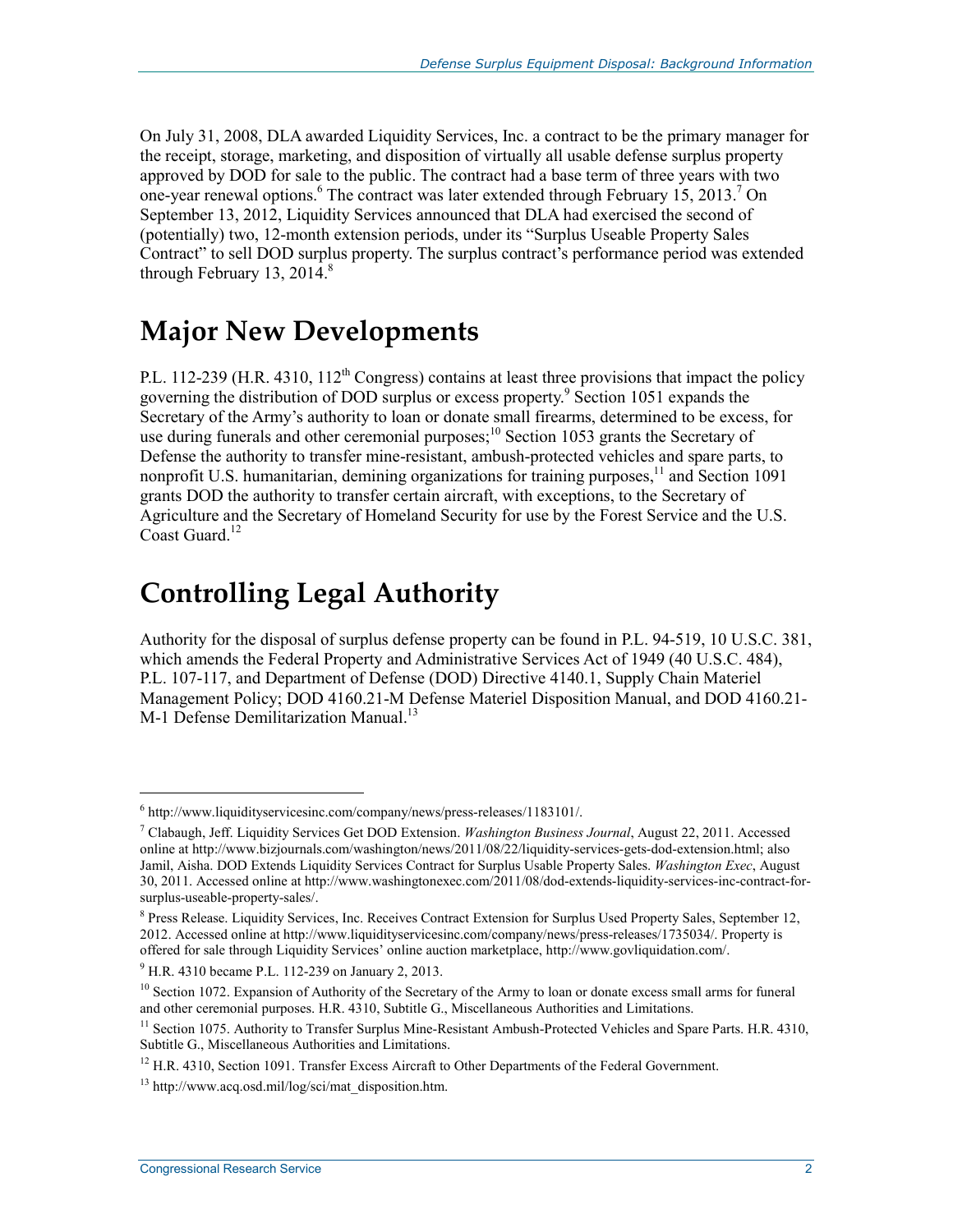On July 31, 2008, DLA awarded Liquidity Services, Inc. a contract to be the primary manager for the receipt, storage, marketing, and disposition of virtually all usable defense surplus property approved by DOD for sale to the public. The contract had a base term of three years with two one-year renewal options.[6] The contract was later extended through February 15, 2013.[7] On September 13, 2012, Liquidity Services announced that DLA had exercised the second of (potentially) two, 12-month extension periods, under its "Surplus Useable Property Sales Contract" to sell DOD surplus property. The surplus contract's performance period was extended through February 13, 2014.[8]

# Major New Developments

P.L. 112-239 (H.R. 4310, 112th Congress) contains at least three provisions that impact the policy governing the distribution of DOD surplus or excess property.[9] Section 1051 expands the Secretary of the Army's authority to loan or donate small firearms, determined to be excess, for use during funerals and other ceremonial purposes;[10] Section 1053 grants the Secretary of Defense the authority to transfer mine-resistant, ambush-protected vehicles and spare parts, to nonprofit U.S. humanitarian, demining organizations for training purposes,[11] and Section 1091 grants DOD the authority to transfer certain aircraft, with exceptions, to the Secretary of Agriculture and the Secretary of Homeland Security for use by the Forest Service and the U.S. Coast Guard.[12]

# Controlling Legal Authority

Authority for the disposal of surplus defense property can be found in P.L. 94-519, 10 U.S.C. 381, which amends the Federal Property and Administrative Services Act of 1949 (40 U.S.C. 484), P.L. 107-117, and Department of Defense (DOD) Directive 4140.1, Supply Chain Materiel Management Policy; DOD 4160.21-M Defense Materiel Disposition Manual, and DOD 4160.21-M-1 Defense Demilitarization Manual.[13]

---

[6] http://www.liquidityservicesinc.com/company/news/press-releases/1183101/.

[7] Clabaugh, Jeff. Liquidity Services Get DOD Extension. *Washington Business Journal*, August 22, 2011. Accessed online at http://www.bizjournals.com/washington/news/2011/08/22/liquidity-services-gets-dod-extension.html; also Jamil, Aisha. DOD Extends Liquidity Services Contract for Surplus Usable Property Sales. *Washington Exec*, August 30, 2011. Accessed online at http://www.washingtonexec.com/2011/08/dod-extends-liquidity-services-inc-contract-for-surplus-useable-property-sales/.

[8] Press Release. Liquidity Services, Inc. Receives Contract Extension for Surplus Used Property Sales, September 12, 2012. Accessed online at http://www.liquidityservicesinc.com/company/news/press-releases/1735034/. Property is offered for sale through Liquidity Services' online auction marketplace, http://www.govliquidation.com/.

[9] H.R. 4310 became P.L. 112-239 on January 2, 2013.

[10] Section 1072. Expansion of Authority of the Secretary of the Army to loan or donate excess small arms for funeral and other ceremonial purposes. H.R. 4310, Subtitle G., Miscellaneous Authorities and Limitations.

[11] Section 1075. Authority to Transfer Surplus Mine-Resistant Ambush-Protected Vehicles and Spare Parts. H.R. 4310, Subtitle G., Miscellaneous Authorities and Limitations.

[12] H.R. 4310, Section 1091. Transfer Excess Aircraft to Other Departments of the Federal Government.

[13] http://www.acq.osd.mil/log/sci/mat_disposition.htm.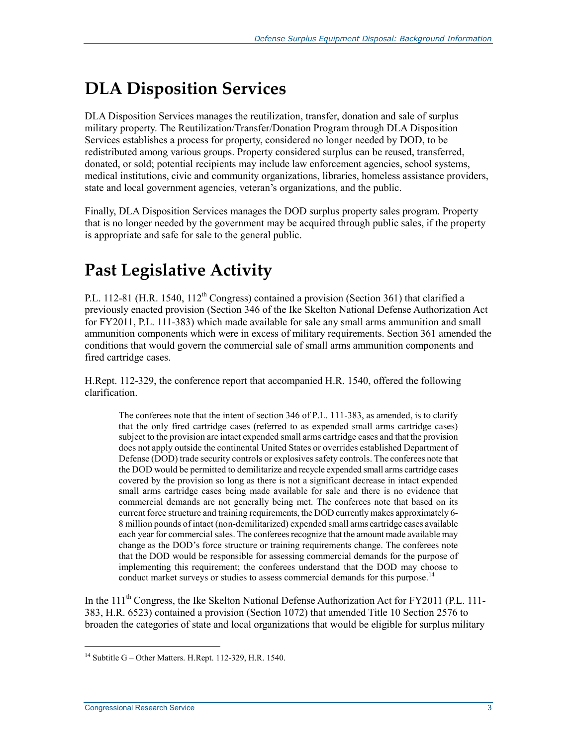## DLA Disposition Services

DLA Disposition Services manages the reutilization, transfer, donation and sale of surplus military property. The Reutilization/Transfer/Donation Program through DLA Disposition Services establishes a process for property, considered no longer needed by DOD, to be redistributed among various groups. Property considered surplus can be reused, transferred, donated, or sold; potential recipients may include law enforcement agencies, school systems, medical institutions, civic and community organizations, libraries, homeless assistance providers, state and local government agencies, veteran's organizations, and the public.

Finally, DLA Disposition Services manages the DOD surplus property sales program. Property that is no longer needed by the government may be acquired through public sales, if the property is appropriate and safe for sale to the general public.

## Past Legislative Activity

P.L. 112-81 (H.R. 1540, 112th Congress) contained a provision (Section 361) that clarified a previously enacted provision (Section 346 of the Ike Skelton National Defense Authorization Act for FY2011, P.L. 111-383) which made available for sale any small arms ammunition and small ammunition components which were in excess of military requirements. Section 361 amended the conditions that would govern the commercial sale of small arms ammunition components and fired cartridge cases.

H.Rept. 112-329, the conference report that accompanied H.R. 1540, offered the following clarification.

> The conferees note that the intent of section 346 of P.L. 111-383, as amended, is to clarify that the only fired cartridge cases (referred to as expended small arms cartridge cases) subject to the provision are intact expended small arms cartridge cases and that the provision does not apply outside the continental United States or overrides established Department of Defense (DOD) trade security controls or explosives safety controls. The conferees note that the DOD would be permitted to demilitarize and recycle expended small arms cartridge cases covered by the provision so long as there is not a significant decrease in intact expended small arms cartridge cases being made available for sale and there is no evidence that commercial demands are not generally being met. The conferees note that based on its current force structure and training requirements, the DOD currently makes approximately 6-8 million pounds of intact (non-demilitarized) expended small arms cartridge cases available each year for commercial sales. The conferees recognize that the amount made available may change as the DOD's force structure or training requirements change. The conferees note that the DOD would be responsible for assessing commercial demands for the purpose of implementing this requirement; the conferees understand that the DOD may choose to conduct market surveys or studies to assess commercial demands for this purpose.[14]

In the 111th Congress, the Ike Skelton National Defense Authorization Act for FY2011 (P.L. 111-383, H.R. 6523) contained a provision (Section 1072) that amended Title 10 Section 2576 to broaden the categories of state and local organizations that would be eligible for surplus military

[14] Subtitle G – Other Matters. H.Rept. 112-329, H.R. 1540.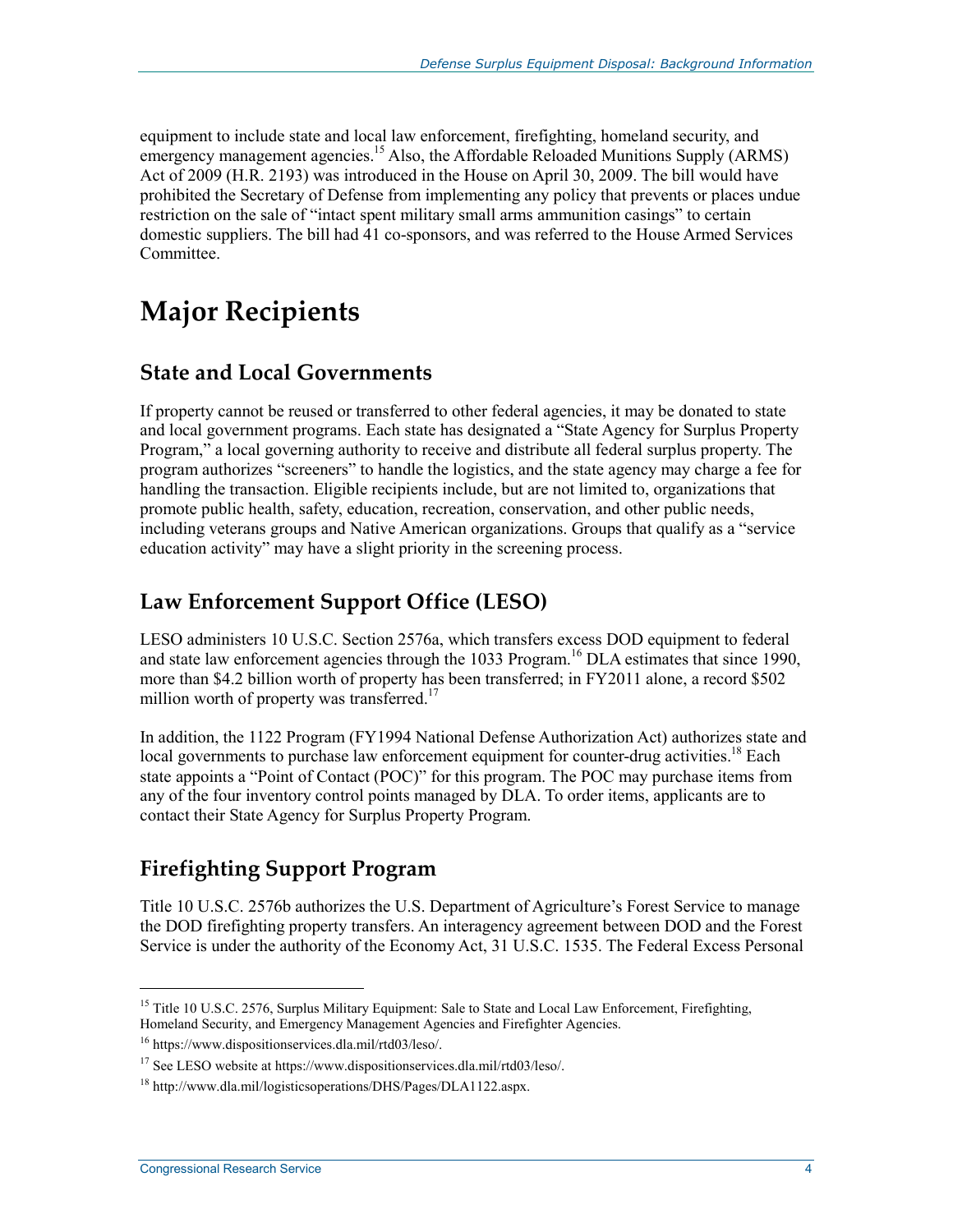equipment to include state and local law enforcement, firefighting, homeland security, and emergency management agencies.[15] Also, the Affordable Reloaded Munitions Supply (ARMS) Act of 2009 (H.R. 2193) was introduced in the House on April 30, 2009. The bill would have prohibited the Secretary of Defense from implementing any policy that prevents or places undue restriction on the sale of "intact spent military small arms ammunition casings" to certain domestic suppliers. The bill had 41 co-sponsors, and was referred to the House Armed Services Committee.

# Major Recipients

## State and Local Governments

If property cannot be reused or transferred to other federal agencies, it may be donated to state and local government programs. Each state has designated a "State Agency for Surplus Property Program," a local governing authority to receive and distribute all federal surplus property. The program authorizes "screeners" to handle the logistics, and the state agency may charge a fee for handling the transaction. Eligible recipients include, but are not limited to, organizations that promote public health, safety, education, recreation, conservation, and other public needs, including veterans groups and Native American organizations. Groups that qualify as a "service education activity" may have a slight priority in the screening process.

## Law Enforcement Support Office (LESO)

LESO administers 10 U.S.C. Section 2576a, which transfers excess DOD equipment to federal and state law enforcement agencies through the 1033 Program.[16] DLA estimates that since 1990, more than $4.2 billion worth of property has been transferred; in FY2011 alone, a record $502 million worth of property was transferred.[17]

In addition, the 1122 Program (FY1994 National Defense Authorization Act) authorizes state and local governments to purchase law enforcement equipment for counter-drug activities.[18] Each state appoints a "Point of Contact (POC)" for this program. The POC may purchase items from any of the four inventory control points managed by DLA. To order items, applicants are to contact their State Agency for Surplus Property Program.

## Firefighting Support Program

Title 10 U.S.C. 2576b authorizes the U.S. Department of Agriculture's Forest Service to manage the DOD firefighting property transfers. An interagency agreement between DOD and the Forest Service is under the authority of the Economy Act, 31 U.S.C. 1535. The Federal Excess Personal

---

[15] Title 10 U.S.C. 2576, Surplus Military Equipment: Sale to State and Local Law Enforcement, Firefighting, Homeland Security, and Emergency Management Agencies and Firefighter Agencies.

[16] https://www.dispositionservices.dla.mil/rtd03/leso/.

[17] See LESO website at https://www.dispositionservices.dla.mil/rtd03/leso/.

[18] http://www.dla.mil/logisticsoperations/DHS/Pages/DLA1122.aspx.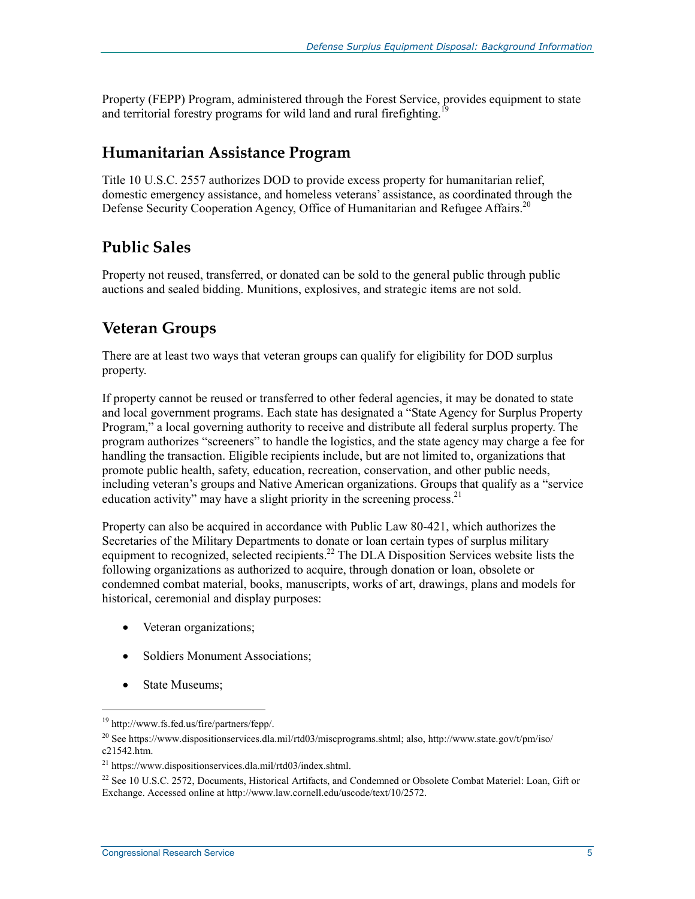Property (FEPP) Program, administered through the Forest Service, provides equipment to state and territorial forestry programs for wild land and rural firefighting.[19]

## Humanitarian Assistance Program

Title 10 U.S.C. 2557 authorizes DOD to provide excess property for humanitarian relief, domestic emergency assistance, and homeless veterans' assistance, as coordinated through the Defense Security Cooperation Agency, Office of Humanitarian and Refugee Affairs.[20]

## Public Sales

Property not reused, transferred, or donated can be sold to the general public through public auctions and sealed bidding. Munitions, explosives, and strategic items are not sold.

## Veteran Groups

There are at least two ways that veteran groups can qualify for eligibility for DOD surplus property.

If property cannot be reused or transferred to other federal agencies, it may be donated to state and local government programs. Each state has designated a "State Agency for Surplus Property Program," a local governing authority to receive and distribute all federal surplus property. The program authorizes "screeners" to handle the logistics, and the state agency may charge a fee for handling the transaction. Eligible recipients include, but are not limited to, organizations that promote public health, safety, education, recreation, conservation, and other public needs, including veteran's groups and Native American organizations. Groups that qualify as a "service education activity" may have a slight priority in the screening process.[21]

Property can also be acquired in accordance with Public Law 80-421, which authorizes the Secretaries of the Military Departments to donate or loan certain types of surplus military equipment to recognized, selected recipients.[22] The DLA Disposition Services website lists the following organizations as authorized to acquire, through donation or loan, obsolete or condemned combat material, books, manuscripts, works of art, drawings, plans and models for historical, ceremonial and display purposes:

- Veteran organizations;
- Soldiers Monument Associations;
- State Museums;

---

[19] http://www.fs.fed.us/fire/partners/fepp/.

[20] See https://www.dispositionservices.dla.mil/rtd03/miscprograms.shtml; also, http://www.state.gov/t/pm/iso/c21542.htm.

[21] https://www.dispositionservices.dla.mil/rtd03/index.shtml.

[22] See 10 U.S.C. 2572, Documents, Historical Artifacts, and Condemned or Obsolete Combat Materiel: Loan, Gift or Exchange. Accessed online at http://www.law.cornell.edu/uscode/text/10/2572.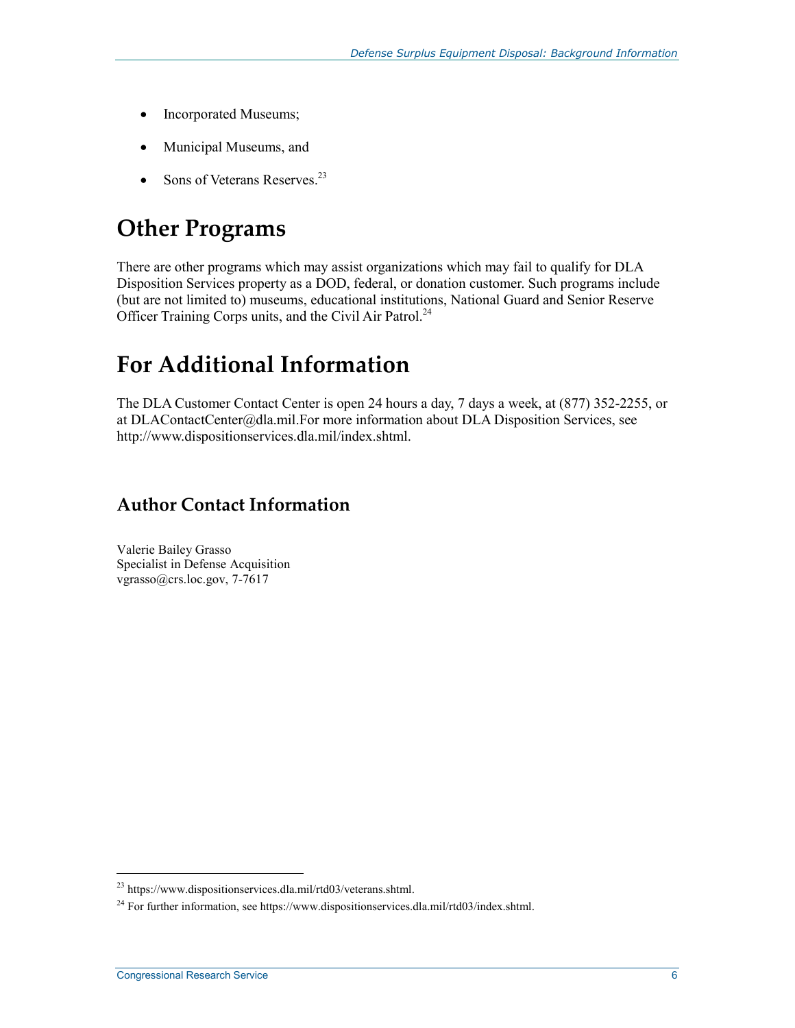- Incorporated Museums;
- Municipal Museums, and
- Sons of Veterans Reserves.[23]

# Other Programs

There are other programs which may assist organizations which may fail to qualify for DLA Disposition Services property as a DOD, federal, or donation customer. Such programs include (but are not limited to) museums, educational institutions, National Guard and Senior Reserve Officer Training Corps units, and the Civil Air Patrol.[24]

# For Additional Information

The DLA Customer Contact Center is open 24 hours a day, 7 days a week, at (877) 352-2255, or at DLAContactCenter@dla.mil.For more information about DLA Disposition Services, see http://www.dispositionservices.dla.mil/index.shtml.

## Author Contact Information

Valerie Bailey Grasso
Specialist in Defense Acquisition
vgrasso@crs.loc.gov, 7-7617

---

[23] https://www.dispositionservices.dla.mil/rtd03/veterans.shtml.

[24] For further information, see https://www.dispositionservices.dla.mil/rtd03/index.shtml.